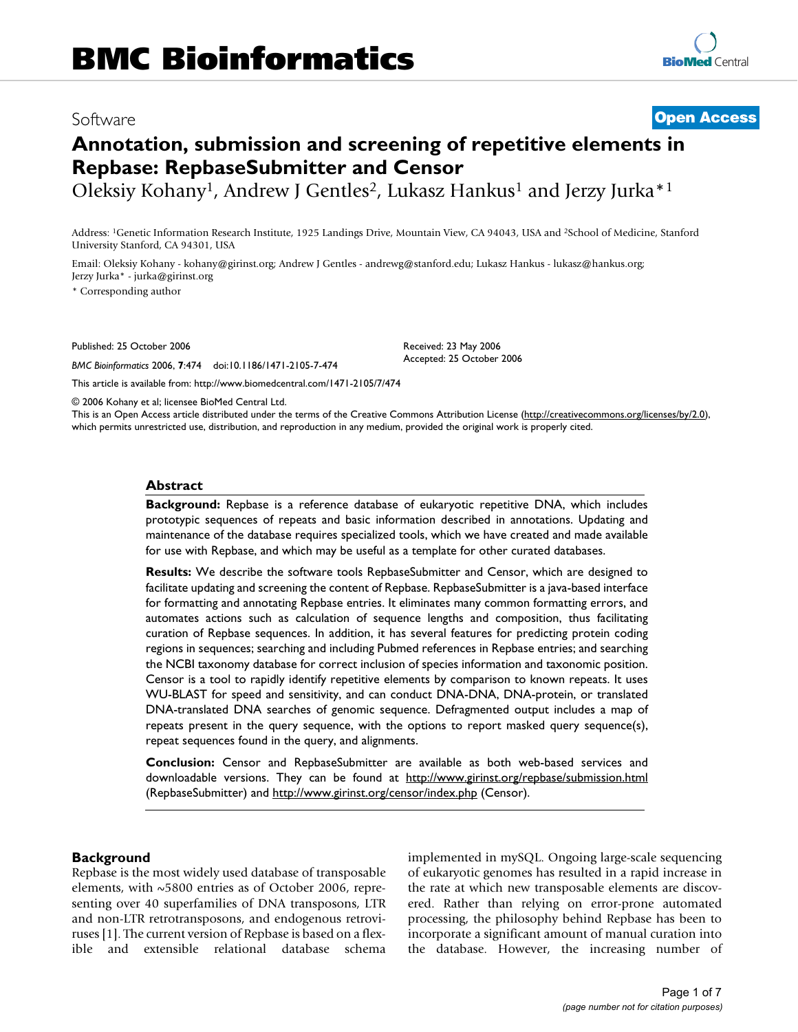Software

**Open Access**

# Annotation, submission and screening of repetitive elements in Repbase: RepbaseSubmitter and Censor

Oleksiy Kohany[1], Andrew J Gentles[2], Lukasz Hankus[1] and Jerzy Jurka*[1]

Address: [1]Genetic Information Research Institute, 1925 Landings Drive, Mountain View, CA 94043, USA and [2]School of Medicine, Stanford University Stanford, CA 94301, USA

Email: Oleksiy Kohany - kohany@girinst.org; Andrew J Gentles - andrewg@stanford.edu; Lukasz Hankus - lukasz@hankus.org; Jerzy Jurka* - jurka@girinst.org

* Corresponding author

Published: 25 October 2006

*BMC Bioinformatics* 2006, **7**:474 doi:10.1186/1471-2105-7-474

Received: 23 May 2006
Accepted: 25 October 2006

This article is available from: http://www.biomedcentral.com/1471-2105/7/474

© 2006 Kohany et al; licensee BioMed Central Ltd.
This is an Open Access article distributed under the terms of the Creative Commons Attribution License (http://creativecommons.org/licenses/by/2.0), which permits unrestricted use, distribution, and reproduction in any medium, provided the original work is properly cited.

## Abstract

**Background:** Repbase is a reference database of eukaryotic repetitive DNA, which includes prototypic sequences of repeats and basic information described in annotations. Updating and maintenance of the database requires specialized tools, which we have created and made available for use with Repbase, and which may be useful as a template for other curated databases.

**Results:** We describe the software tools RepbaseSubmitter and Censor, which are designed to facilitate updating and screening the content of Repbase. RepbaseSubmitter is a java-based interface for formatting and annotating Repbase entries. It eliminates many common formatting errors, and automates actions such as calculation of sequence lengths and composition, thus facilitating curation of Repbase sequences. In addition, it has several features for predicting protein coding regions in sequences; searching and including Pubmed references in Repbase entries; and searching the NCBI taxonomy database for correct inclusion of species information and taxonomic position. Censor is a tool to rapidly identify repetitive elements by comparison to known repeats. It uses WU-BLAST for speed and sensitivity, and can conduct DNA-DNA, DNA-protein, or translated DNA-translated DNA searches of genomic sequence. Defragmented output includes a map of repeats present in the query sequence, with the options to report masked query sequence(s), repeat sequences found in the query, and alignments.

**Conclusion:** Censor and RepbaseSubmitter are available as both web-based services and downloadable versions. They can be found at http://www.girinst.org/repbase/submission.html (RepbaseSubmitter) and http://www.girinst.org/censor/index.php (Censor).

## Background

Repbase is the most widely used database of transposable elements, with ~5800 entries as of October 2006, representing over 40 superfamilies of DNA transposons, LTR and non-LTR retrotransposons, and endogenous retroviruses [1]. The current version of Repbase is based on a flexible and extensible relational database schema implemented in mySQL. Ongoing large-scale sequencing of eukaryotic genomes has resulted in a rapid increase in the rate at which new transposable elements are discovered. Rather than relying on error-prone automated processing, the philosophy behind Repbase has been to incorporate a significant amount of manual curation into the database. However, the increasing number of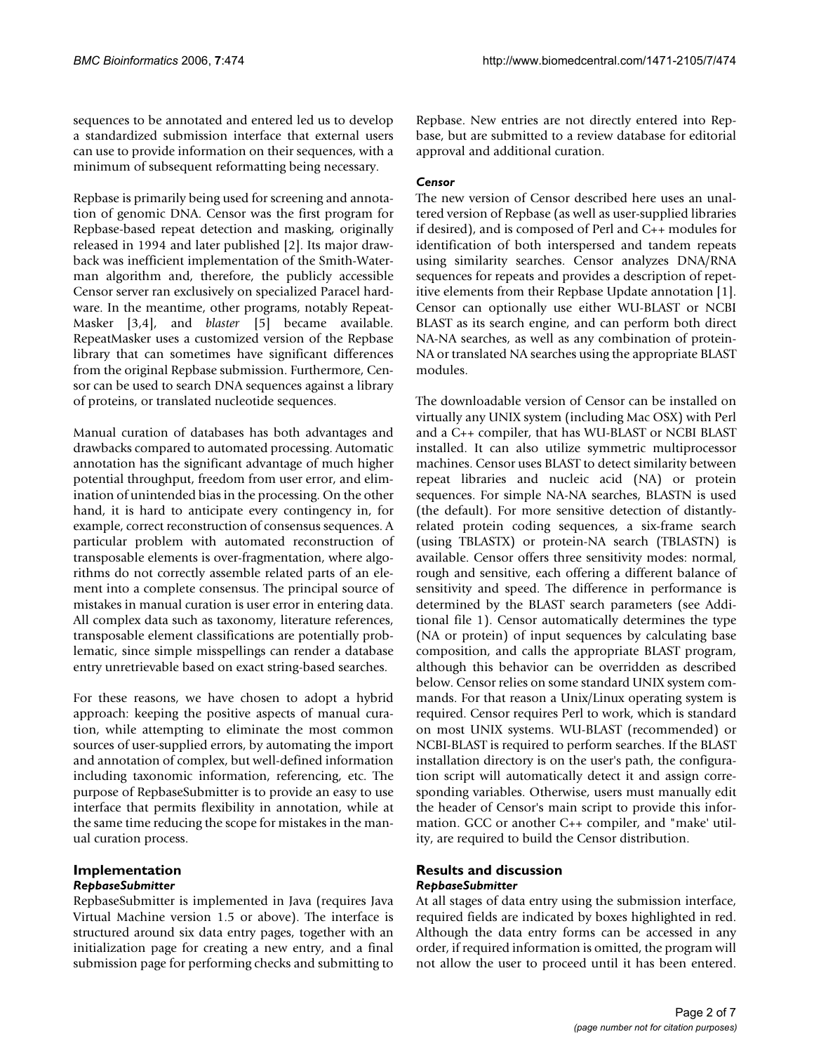sequences to be annotated and entered led us to develop a standardized submission interface that external users can use to provide information on their sequences, with a minimum of subsequent reformatting being necessary.

Repbase is primarily being used for screening and annotation of genomic DNA. Censor was the first program for Repbase-based repeat detection and masking, originally released in 1994 and later published [2]. Its major drawback was inefficient implementation of the Smith-Waterman algorithm and, therefore, the publicly accessible Censor server ran exclusively on specialized Paracel hardware. In the meantime, other programs, notably RepeatMasker [3,4], and *blaster* [5] became available. RepeatMasker uses a customized version of the Repbase library that can sometimes have significant differences from the original Repbase submission. Furthermore, Censor can be used to search DNA sequences against a library of proteins, or translated nucleotide sequences.

Manual curation of databases has both advantages and drawbacks compared to automated processing. Automatic annotation has the significant advantage of much higher potential throughput, freedom from user error, and elimination of unintended bias in the processing. On the other hand, it is hard to anticipate every contingency in, for example, correct reconstruction of consensus sequences. A particular problem with automated reconstruction of transposable elements is over-fragmentation, where algorithms do not correctly assemble related parts of an element into a complete consensus. The principal source of mistakes in manual curation is user error in entering data. All complex data such as taxonomy, literature references, transposable element classifications are potentially problematic, since simple misspellings can render a database entry unretrievable based on exact string-based searches.

For these reasons, we have chosen to adopt a hybrid approach: keeping the positive aspects of manual curation, while attempting to eliminate the most common sources of user-supplied errors, by automating the import and annotation of complex, but well-defined information including taxonomic information, referencing, etc. The purpose of RepbaseSubmitter is to provide an easy to use interface that permits flexibility in annotation, while at the same time reducing the scope for mistakes in the manual curation process.

## Implementation

### *RepbaseSubmitter*

RepbaseSubmitter is implemented in Java (requires Java Virtual Machine version 1.5 or above). The interface is structured around six data entry pages, together with an initialization page for creating a new entry, and a final submission page for performing checks and submitting to Repbase. New entries are not directly entered into Repbase, but are submitted to a review database for editorial approval and additional curation.

### *Censor*

The new version of Censor described here uses an unaltered version of Repbase (as well as user-supplied libraries if desired), and is composed of Perl and C++ modules for identification of both interspersed and tandem repeats using similarity searches. Censor analyzes DNA/RNA sequences for repeats and provides a description of repetitive elements from their Repbase Update annotation [1]. Censor can optionally use either WU-BLAST or NCBI BLAST as its search engine, and can perform both direct NA-NA searches, as well as any combination of protein-NA or translated NA searches using the appropriate BLAST modules.

The downloadable version of Censor can be installed on virtually any UNIX system (including Mac OSX) with Perl and a C++ compiler, that has WU-BLAST or NCBI BLAST installed. It can also utilize symmetric multiprocessor machines. Censor uses BLAST to detect similarity between repeat libraries and nucleic acid (NA) or protein sequences. For simple NA-NA searches, BLASTN is used (the default). For more sensitive detection of distantly-related protein coding sequences, a six-frame search (using TBLASTX) or protein-NA search (TBLASTN) is available. Censor offers three sensitivity modes: normal, rough and sensitive, each offering a different balance of sensitivity and speed. The difference in performance is determined by the BLAST search parameters (see Additional file 1). Censor automatically determines the type (NA or protein) of input sequences by calculating base composition, and calls the appropriate BLAST program, although this behavior can be overridden as described below. Censor relies on some standard UNIX system commands. For that reason a Unix/Linux operating system is required. Censor requires Perl to work, which is standard on most UNIX systems. WU-BLAST (recommended) or NCBI-BLAST is required to perform searches. If the BLAST installation directory is on the user's path, the configuration script will automatically detect it and assign corresponding variables. Otherwise, users must manually edit the header of Censor's main script to provide this information. GCC or another C++ compiler, and "make' utility, are required to build the Censor distribution.

## Results and discussion

### *RepbaseSubmitter*

At all stages of data entry using the submission interface, required fields are indicated by boxes highlighted in red. Although the data entry forms can be accessed in any order, if required information is omitted, the program will not allow the user to proceed until it has been entered.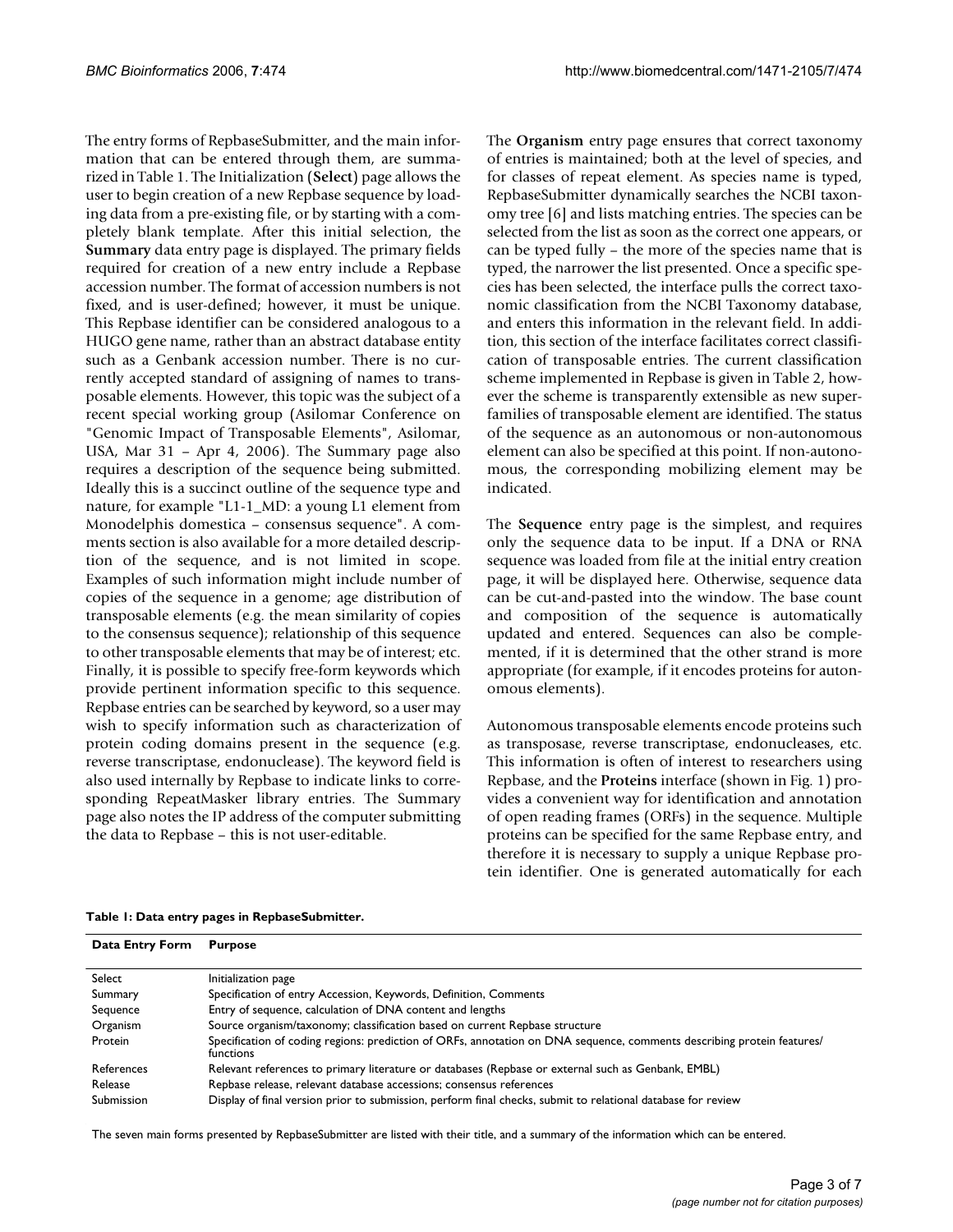The entry forms of RepbaseSubmitter, and the main information that can be entered through them, are summarized in Table 1. The Initialization (**Select**) page allows the user to begin creation of a new Repbase sequence by loading data from a pre-existing file, or by starting with a completely blank template. After this initial selection, the **Summary** data entry page is displayed. The primary fields required for creation of a new entry include a Repbase accession number. The format of accession numbers is not fixed, and is user-defined; however, it must be unique. This Repbase identifier can be considered analogous to a HUGO gene name, rather than an abstract database entity such as a Genbank accession number. There is no currently accepted standard of assigning of names to transposable elements. However, this topic was the subject of a recent special working group (Asilomar Conference on "Genomic Impact of Transposable Elements", Asilomar, USA, Mar 31 – Apr 4, 2006). The Summary page also requires a description of the sequence being submitted. Ideally this is a succinct outline of the sequence type and nature, for example "L1-1_MD: a young L1 element from Monodelphis domestica – consensus sequence". A comments section is also available for a more detailed description of the sequence, and is not limited in scope. Examples of such information might include number of copies of the sequence in a genome; age distribution of transposable elements (e.g. the mean similarity of copies to the consensus sequence); relationship of this sequence to other transposable elements that may be of interest; etc. Finally, it is possible to specify free-form keywords which provide pertinent information specific to this sequence. Repbase entries can be searched by keyword, so a user may wish to specify information such as characterization of protein coding domains present in the sequence (e.g. reverse transcriptase, endonuclease). The keyword field is also used internally by Repbase to indicate links to corresponding RepeatMasker library entries. The Summary page also notes the IP address of the computer submitting the data to Repbase – this is not user-editable.

The **Organism** entry page ensures that correct taxonomy of entries is maintained; both at the level of species, and for classes of repeat element. As species name is typed, RepbaseSubmitter dynamically searches the NCBI taxonomy tree [6] and lists matching entries. The species can be selected from the list as soon as the correct one appears, or can be typed fully – the more of the species name that is typed, the narrower the list presented. Once a specific species has been selected, the interface pulls the correct taxonomic classification from the NCBI Taxonomy database, and enters this information in the relevant field. In addition, this section of the interface facilitates correct classification of transposable entries. The current classification scheme implemented in Repbase is given in Table 2, however the scheme is transparently extensible as new superfamilies of transposable element are identified. The status of the sequence as an autonomous or non-autonomous element can also be specified at this point. If non-autonomous, the corresponding mobilizing element may be indicated.

The **Sequence** entry page is the simplest, and requires only the sequence data to be input. If a DNA or RNA sequence was loaded from file at the initial entry creation page, it will be displayed here. Otherwise, sequence data can be cut-and-pasted into the window. The base count and composition of the sequence is automatically updated and entered. Sequences can also be complemented, if it is determined that the other strand is more appropriate (for example, if it encodes proteins for autonomous elements).

Autonomous transposable elements encode proteins such as transposase, reverse transcriptase, endonucleases, etc. This information is often of interest to researchers using Repbase, and the **Proteins** interface (shown in Fig. 1) provides a convenient way for identification and annotation of open reading frames (ORFs) in the sequence. Multiple proteins can be specified for the same Repbase entry, and therefore it is necessary to supply a unique Repbase protein identifier. One is generated automatically for each

**Table 1: Data entry pages in RepbaseSubmitter.**

| Data Entry Form | Purpose |
|---|---|
| Select | Initialization page |
| Summary | Specification of entry Accession, Keywords, Definition, Comments |
| Sequence | Entry of sequence, calculation of DNA content and lengths |
| Organism | Source organism/taxonomy; classification based on current Repbase structure |
| Protein | Specification of coding regions: prediction of ORFs, annotation on DNA sequence, comments describing protein features/ functions |
| References | Relevant references to primary literature or databases (Repbase or external such as Genbank, EMBL) |
| Release | Repbase release, relevant database accessions; consensus references |
| Submission | Display of final version prior to submission, perform final checks, submit to relational database for review |

The seven main forms presented by RepbaseSubmitter are listed with their title, and a summary of the information which can be entered.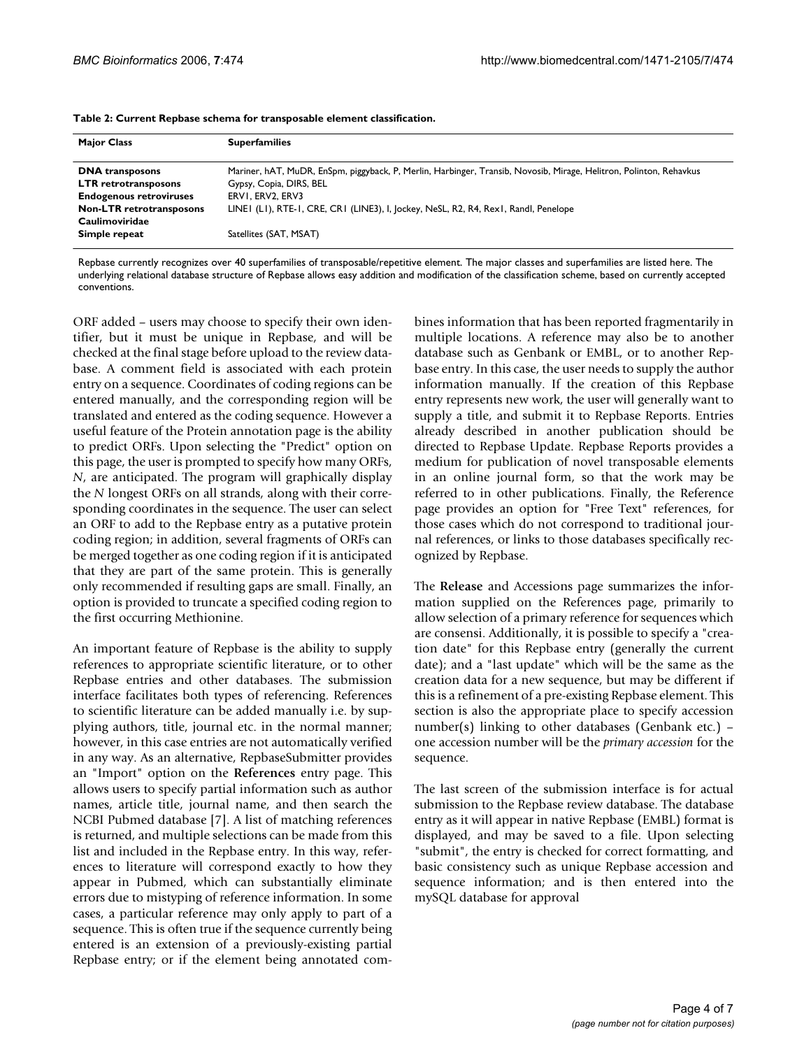**Table 2: Current Repbase schema for transposable element classification.**

| Major Class | Superfamilies |
|---|---|
| **DNA transposons** | Mariner, hAT, MuDR, EnSpm, piggyback, P, Merlin, Harbinger, Transib, Novosib, Mirage, Helitron, Polinton, Rehavkus |
| **LTR retrotransposons** | Gypsy, Copia, DIRS, BEL |
| **Endogenous retroviruses** | ERV1, ERV2, ERV3 |
| **Non-LTR retrotransposons** | LINE1 (L1), RTE-1, CRE, CR1 (LINE3), I, Jockey, NeSL, R2, R4, Rex1, Randl, Penelope |
| **Caulimoviridae** | |
| **Simple repeat** | Satellites (SAT, MSAT) |

Repbase currently recognizes over 40 superfamilies of transposable/repetitive element. The major classes and superfamilies are listed here. The underlying relational database structure of Repbase allows easy addition and modification of the classification scheme, based on currently accepted conventions.

ORF added – users may choose to specify their own identifier, but it must be unique in Repbase, and will be checked at the final stage before upload to the review database. A comment field is associated with each protein entry on a sequence. Coordinates of coding regions can be entered manually, and the corresponding region will be translated and entered as the coding sequence. However a useful feature of the Protein annotation page is the ability to predict ORFs. Upon selecting the "Predict" option on this page, the user is prompted to specify how many ORFs, *N*, are anticipated. The program will graphically display the *N* longest ORFs on all strands, along with their corresponding coordinates in the sequence. The user can select an ORF to add to the Repbase entry as a putative protein coding region; in addition, several fragments of ORFs can be merged together as one coding region if it is anticipated that they are part of the same protein. This is generally only recommended if resulting gaps are small. Finally, an option is provided to truncate a specified coding region to the first occurring Methionine.

An important feature of Repbase is the ability to supply references to appropriate scientific literature, or to other Repbase entries and other databases. The submission interface facilitates both types of referencing. References to scientific literature can be added manually i.e. by supplying authors, title, journal etc. in the normal manner; however, in this case entries are not automatically verified in any way. As an alternative, RepbaseSubmitter provides an "Import" option on the **References** entry page. This allows users to specify partial information such as author names, article title, journal name, and then search the NCBI Pubmed database [7]. A list of matching references is returned, and multiple selections can be made from this list and included in the Repbase entry. In this way, references to literature will correspond exactly to how they appear in Pubmed, which can substantially eliminate errors due to mistyping of reference information. In some cases, a particular reference may only apply to part of a sequence. This is often true if the sequence currently being entered is an extension of a previously-existing partial Repbase entry; or if the element being annotated combines information that has been reported fragmentarily in multiple locations. A reference may also be to another database such as Genbank or EMBL, or to another Repbase entry. In this case, the user needs to supply the author information manually. If the creation of this Repbase entry represents new work, the user will generally want to supply a title, and submit it to Repbase Reports. Entries already described in another publication should be directed to Repbase Update. Repbase Reports provides a medium for publication of novel transposable elements in an online journal form, so that the work may be referred to in other publications. Finally, the Reference page provides an option for "Free Text" references, for those cases which do not correspond to traditional journal references, or links to those databases specifically recognized by Repbase.

The **Release** and Accessions page summarizes the information supplied on the References page, primarily to allow selection of a primary reference for sequences which are consensi. Additionally, it is possible to specify a "creation date" for this Repbase entry (generally the current date); and a "last update" which will be the same as the creation data for a new sequence, but may be different if this is a refinement of a pre-existing Repbase element. This section is also the appropriate place to specify accession number(s) linking to other databases (Genbank etc.) – one accession number will be the *primary accession* for the sequence.

The last screen of the submission interface is for actual submission to the Repbase review database. The database entry as it will appear in native Repbase (EMBL) format is displayed, and may be saved to a file. Upon selecting "submit", the entry is checked for correct formatting, and basic consistency such as unique Repbase accession and sequence information; and is then entered into the mySQL database for approval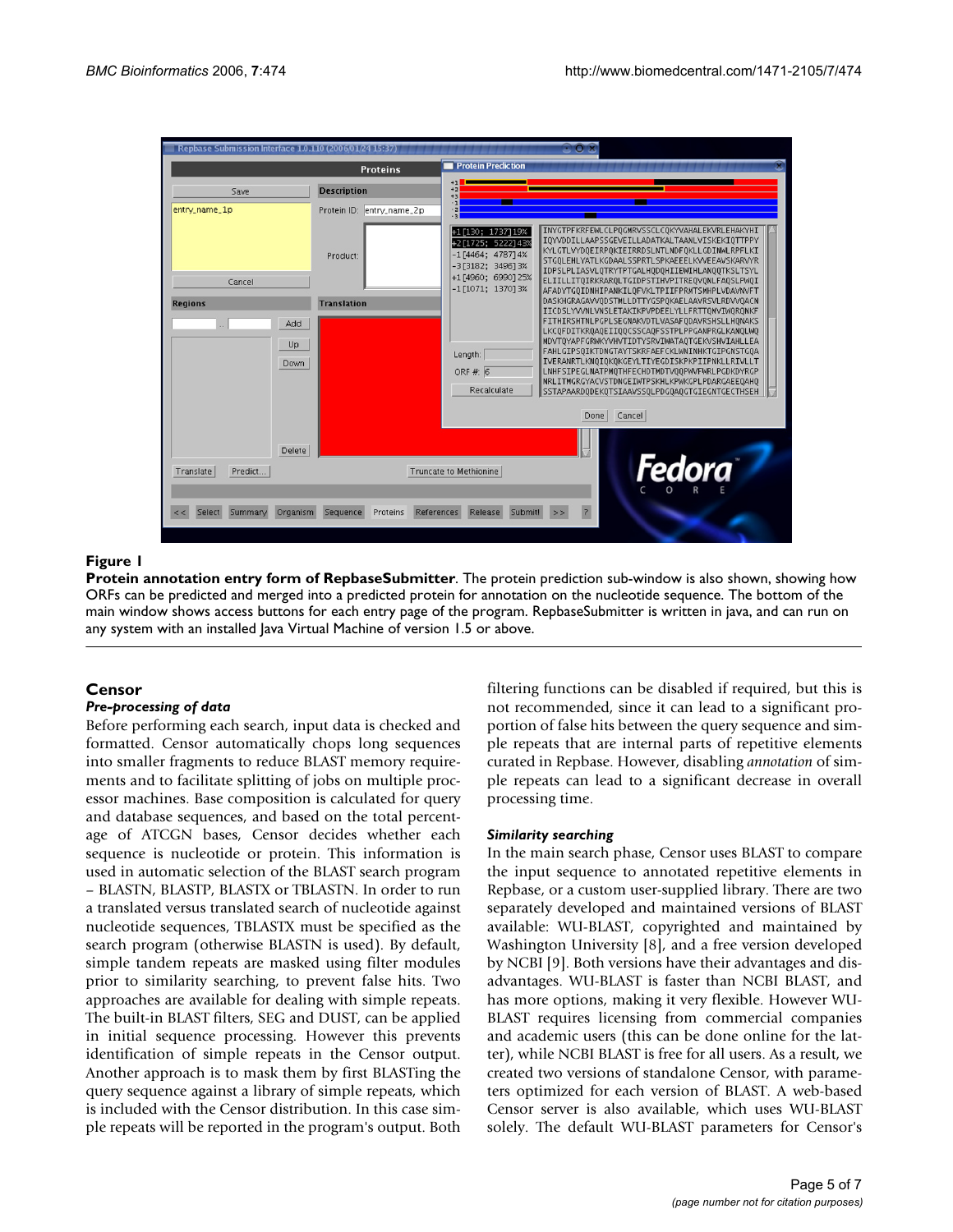**Figure 1**

**Protein annotation entry form of RepbaseSubmitter**. The protein prediction sub-window is also shown, showing how ORFs can be predicted and merged into a predicted protein for annotation on the nucleotide sequence. The bottom of the main window shows access buttons for each entry page of the program. RepbaseSubmitter is written in java, and can run on any system with an installed Java Virtual Machine of version 1.5 or above.

## Censor

### *Pre-processing of data*

Before performing each search, input data is checked and formatted. Censor automatically chops long sequences into smaller fragments to reduce BLAST memory requirements and to facilitate splitting of jobs on multiple processor machines. Base composition is calculated for query and database sequences, and based on the total percentage of ATCGN bases, Censor decides whether each sequence is nucleotide or protein. This information is used in automatic selection of the BLAST search program – BLASTN, BLASTP, BLASTX or TBLASTN. In order to run a translated versus translated search of nucleotide against nucleotide sequences, TBLASTX must be specified as the search program (otherwise BLASTN is used). By default, simple tandem repeats are masked using filter modules prior to similarity searching, to prevent false hits. Two approaches are available for dealing with simple repeats. The built-in BLAST filters, SEG and DUST, can be applied in initial sequence processing. However this prevents identification of simple repeats in the Censor output. Another approach is to mask them by first BLASTing the query sequence against a library of simple repeats, which is included with the Censor distribution. In this case simple repeats will be reported in the program's output. Both filtering functions can be disabled if required, but this is not recommended, since it can lead to a significant proportion of false hits between the query sequence and simple repeats that are internal parts of repetitive elements curated in Repbase. However, disabling *annotation* of simple repeats can lead to a significant decrease in overall processing time.

### *Similarity searching*

In the main search phase, Censor uses BLAST to compare the input sequence to annotated repetitive elements in Repbase, or a custom user-supplied library. There are two separately developed and maintained versions of BLAST available: WU-BLAST, copyrighted and maintained by Washington University [8], and a free version developed by NCBI [9]. Both versions have their advantages and disadvantages. WU-BLAST is faster than NCBI BLAST, and has more options, making it very flexible. However WU-BLAST requires licensing from commercial companies and academic users (this can be done online for the latter), while NCBI BLAST is free for all users. As a result, we created two versions of standalone Censor, with parameters optimized for each version of BLAST. A web-based Censor server is also available, which uses WU-BLAST solely. The default WU-BLAST parameters for Censor's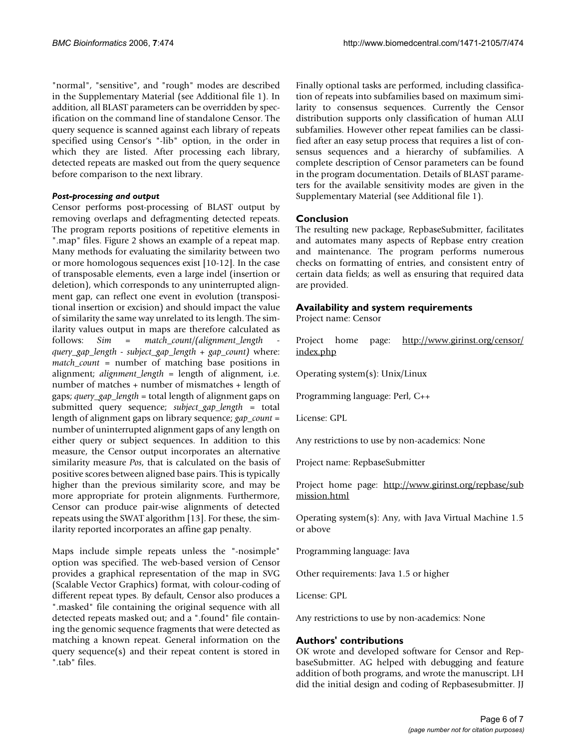"normal", "sensitive", and "rough" modes are described in the Supplementary Material (see Additional file 1). In addition, all BLAST parameters can be overridden by specification on the command line of standalone Censor. The query sequence is scanned against each library of repeats specified using Censor's "-lib" option, in the order in which they are listed. After processing each library, detected repeats are masked out from the query sequence before comparison to the next library.

#### *Post-processing and output*

Censor performs post-processing of BLAST output by removing overlaps and defragmenting detected repeats. The program reports positions of repetitive elements in ".map" files. Figure 2 shows an example of a repeat map. Many methods for evaluating the similarity between two or more homologous sequences exist [10-12]. In the case of transposable elements, even a large indel (insertion or deletion), which corresponds to any uninterrupted alignment gap, can reflect one event in evolution (transpositional insertion or excision) and should impact the value of similarity the same way unrelated to its length. The similarity values output in maps are therefore calculated as follows: *Sim = match_count/(alignment_length - query_gap_length - subject_gap_length + gap_count)* where: *match_count* = number of matching base positions in alignment; *alignment_length* = length of alignment, i.e. number of matches + number of mismatches + length of gaps; *query_gap_length* = total length of alignment gaps on submitted query sequence; *subject_gap_length* = total length of alignment gaps on library sequence; *gap_count* = number of uninterrupted alignment gaps of any length on either query or subject sequences. In addition to this measure, the Censor output incorporates an alternative similarity measure *Pos*, that is calculated on the basis of positive scores between aligned base pairs. This is typically higher than the previous similarity score, and may be more appropriate for protein alignments. Furthermore, Censor can produce pair-wise alignments of detected repeats using the SWAT algorithm [13]. For these, the similarity reported incorporates an affine gap penalty.

Maps include simple repeats unless the "-nosimple" option was specified. The web-based version of Censor provides a graphical representation of the map in SVG (Scalable Vector Graphics) format, with colour-coding of different repeat types. By default, Censor also produces a ".masked" file containing the original sequence with all detected repeats masked out; and a ".found" file containing the genomic sequence fragments that were detected as matching a known repeat. General information on the query sequence(s) and their repeat content is stored in ".tab" files.

Finally optional tasks are performed, including classification of repeats into subfamilies based on maximum similarity to consensus sequences. Currently the Censor distribution supports only classification of human ALU subfamilies. However other repeat families can be classified after an easy setup process that requires a list of consensus sequences and a hierarchy of subfamilies. A complete description of Censor parameters can be found in the program documentation. Details of BLAST parameters for the available sensitivity modes are given in the Supplementary Material (see Additional file 1).

## Conclusion

The resulting new package, RepbaseSubmitter, facilitates and automates many aspects of Repbase entry creation and maintenance. The program performs numerous checks on formatting of entries, and consistent entry of certain data fields; as well as ensuring that required data are provided.

## Availability and system requirements

Project name: Censor

Project home page: http://www.girinst.org/censor/index.php

Operating system(s): Unix/Linux

Programming language: Perl, C++

License: GPL

Any restrictions to use by non-academics: None

Project name: RepbaseSubmitter

Project home page: http://www.girinst.org/repbase/submission.html

Operating system(s): Any, with Java Virtual Machine 1.5 or above

Programming language: Java

Other requirements: Java 1.5 or higher

License: GPL

Any restrictions to use by non-academics: None

## Authors' contributions

OK wrote and developed software for Censor and RepbaseSubmitter. AG helped with debugging and feature addition of both programs, and wrote the manuscript. LH did the initial design and coding of Repbasesubmitter. JJ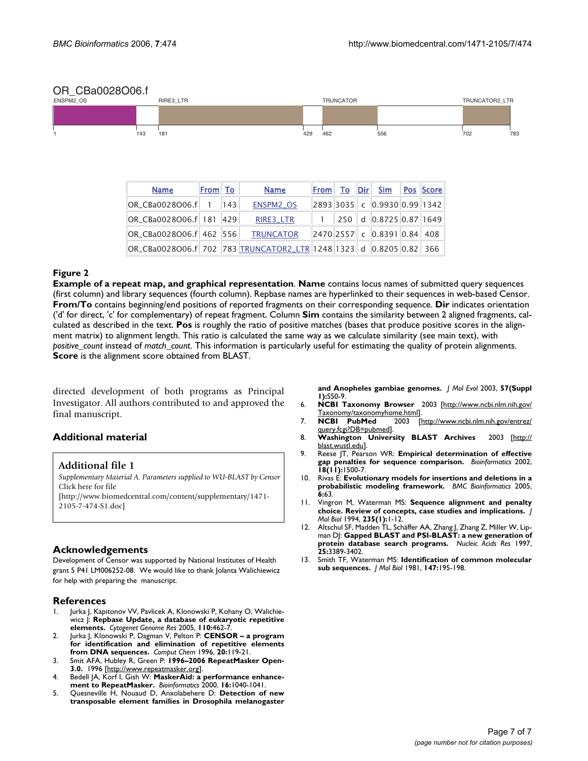OR_CBa0028O06.f

ENSPM2_OS

RIRE3_LTR

TRUNCATOR

TRUNCATOR2_LTR

1

143

181

429

462

556

702

783

| Name | From | To | Name | From | To | Dir | Sim | Pos | Score |
|---|---|---|---|---|---|---|---|---|---|
| OR_CBa0028O06.f | 1 | 143 | ENSPM2_OS | 2893 | 3035 | c | 0.9930 | 0.99 | 1342 |
| OR_CBa0028O06.f | 181 | 429 | RIRE3_LTR | 1 | 250 | d | 0.8725 | 0.87 | 1649 |
| OR_CBa0028O06.f | 462 | 556 | TRUNCATOR | 2470 | 2557 | c | 0.8391 | 0.84 | 408 |
| OR_CBa0028O06.f | 702 | 783 | TRUNCATOR2_LTR | 1248 | 1323 | d | 0.8205 | 0.82 | 366 |

**Figure 2**

**Example of a repeat map, and graphical representation**. **Name** contains locus names of submitted query sequences (first column) and library sequences (fourth column). Repbase names are hyperlinked to their sequences in web-based Censor. **From/To** contains beginning/end positions of reported fragments on their corresponding sequence. **Dir** indicates orientation ('d' for direct, 'c' for complementary) of repeat fragment. Column **Sim** contains the similarity between 2 aligned fragments, calculated as described in the text. **Pos** is roughly the ratio of positive matches (bases that produce positive scores in the alignment matrix) to alignment length. This ratio is calculated the same way as we calculate similarity (see main text), with *positive_count* instead of *match_count*. This information is particularly useful for estimating the quality of protein alignments. **Score** is the alignment score obtained from BLAST.

directed development of both programs as Principal Investigator. All authors contributed to and approved the final manuscript.

## Additional material

### Additional file 1

*Supplementary Material A. Parameters supplied to WU-BLAST by Censor*
Click here for file
[http://www.biomedcentral.com/content/supplementary/1471-2105-7-474-S1.doc]

## Acknowledgements

Development of Censor was supported by National Institutes of Health grant 5 P41 LM006252-08. We would like to thank Jolanta Walichiewicz for help with preparing the manuscript.

## References

1. Jurka J, Kapitonov VV, Pavlicek A, Klonowski P, Kohany O, Walichiewicz J: **Repbase Update, a database of eukaryotic repetitive elements.** *Cytogenet Genome Res* 2005, **110:**462-7.
2. Jurka J, Klonowski P, Dagman V, Pelton P: **CENSOR – a program for identification and elimination of repetitive elements from DNA sequences.** *Comput Chem* 1996, **20:**119-21.
3. Smit AFA, Hubley R, Green P: **1996–2006 RepeatMasker Open-3.0.** 1996 [http://www.repeatmasker.org].
4. Bedell JA, Korf I, Gish W: **MaskerAid: a performance enhancement to RepeatMasker.** *Bioinformatics* 2000, **16:**1040-1041.
5. Quesneville H, Nouaud D, Anxolabehere D: **Detection of new transposable element families in Drosophila melanogaster and Anopheles gambiae genomes.** *J Mol Evol* 2003, **57(Suppl 1):**S50-9.
6. **NCBI Taxonomy Browser** 2003 [http://www.ncbi.nlm.nih.gov/Taxonomy/taxonomyhome.html].
7. **NCBI PubMed** 2003 [http://www.ncbi.nlm.nih.gov/entrez/query.fcgi?DB=pubmed].
8. **Washington University BLAST Archives** 2003 [http://blast.wustl.edu].
9. Reese JT, Pearson WR: **Empirical determination of effective gap penalties for sequence comparison.** *Bioinformatics* 2002, **18(11):**1500-7.
10. Rivas E: **Evolutionary models for insertions and deletions in a probabilistic modeling framework.** *BMC Bioinformatics* 2005, **6:**63.
11. Vingron M, Waterman MS: **Sequence alignment and penalty choice. Review of concepts, case studies and implications.** *J Mol Biol* 1994, **235(1):**1-12.
12. Altschul SF, Madden TL, Schäffer AA, Zhang J, Zhang Z, Miller W, Lipman DJ: **Gapped BLAST and PSI-BLAST: a new generation of protein database search programs.** *Nucleic Acids Res* 1997, **25:**3389-3402.
13. Smith TF, Waterman MS: **Identification of common molecular sub sequences.** *J Mol Biol* 1981, **147:**195-198.